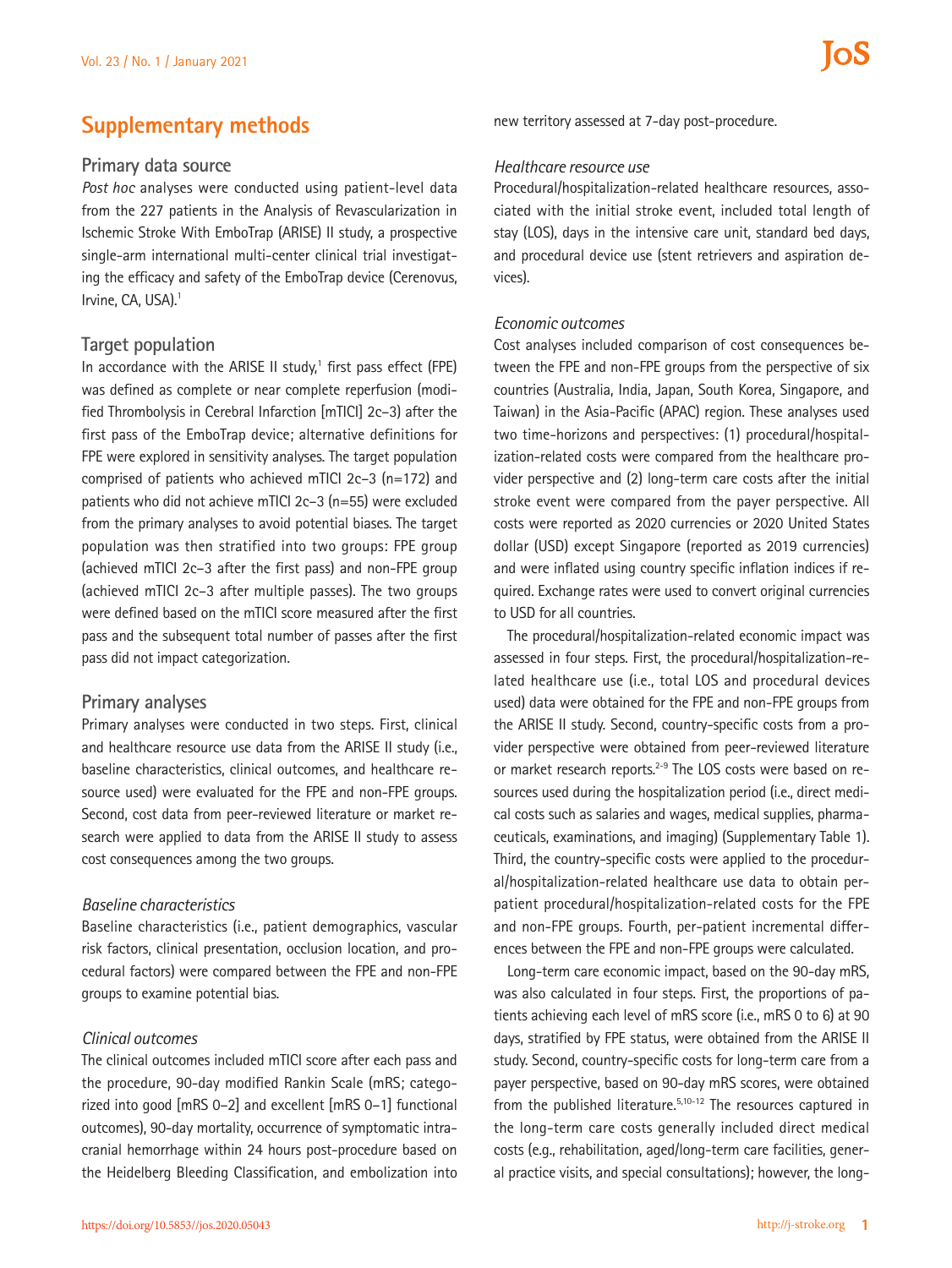# Supplementary methods

## Primary data source

*Post hoc* analyses were conducted using patient-level data from the 227 patients in the Analysis of Revascularization in Ischemic Stroke With EmboTrap (ARISE) II study, a prospective single-arm international multi-center clinical trial investigating the efficacy and safety of the EmboTrap device (Cerenovus, Irvine, CA, USA).[1]

## Target population

In accordance with the ARISE II study,[1] first pass effect (FPE) was defined as complete or near complete reperfusion (modified Thrombolysis in Cerebral Infarction [mTICI] 2c–3) after the first pass of the EmboTrap device; alternative definitions for FPE were explored in sensitivity analyses. The target population comprised of patients who achieved mTICI 2c–3 (n=172) and patients who did not achieve mTICI 2c–3 (n=55) were excluded from the primary analyses to avoid potential biases. The target population was then stratified into two groups: FPE group (achieved mTICI 2c–3 after the first pass) and non-FPE group (achieved mTICI 2c–3 after multiple passes). The two groups were defined based on the mTICI score measured after the first pass and the subsequent total number of passes after the first pass did not impact categorization.

## Primary analyses

Primary analyses were conducted in two steps. First, clinical and healthcare resource use data from the ARISE II study (i.e., baseline characteristics, clinical outcomes, and healthcare resource used) were evaluated for the FPE and non-FPE groups. Second, cost data from peer-reviewed literature or market research were applied to data from the ARISE II study to assess cost consequences among the two groups.

### *Baseline characteristics*

Baseline characteristics (i.e., patient demographics, vascular risk factors, clinical presentation, occlusion location, and procedural factors) were compared between the FPE and non-FPE groups to examine potential bias.

### *Clinical outcomes*

The clinical outcomes included mTICI score after each pass and the procedure, 90-day modified Rankin Scale (mRS; categorized into good [mRS 0–2] and excellent [mRS 0–1] functional outcomes), 90-day mortality, occurrence of symptomatic intracranial hemorrhage within 24 hours post-procedure based on the Heidelberg Bleeding Classification, and embolization into new territory assessed at 7-day post-procedure.

### *Healthcare resource use*

Procedural/hospitalization-related healthcare resources, associated with the initial stroke event, included total length of stay (LOS), days in the intensive care unit, standard bed days, and procedural device use (stent retrievers and aspiration devices).

### *Economic outcomes*

Cost analyses included comparison of cost consequences between the FPE and non-FPE groups from the perspective of six countries (Australia, India, Japan, South Korea, Singapore, and Taiwan) in the Asia-Pacific (APAC) region. These analyses used two time-horizons and perspectives: (1) procedural/hospitalization-related costs were compared from the healthcare provider perspective and (2) long-term care costs after the initial stroke event were compared from the payer perspective. All costs were reported as 2020 currencies or 2020 United States dollar (USD) except Singapore (reported as 2019 currencies) and were inflated using country specific inflation indices if required. Exchange rates were used to convert original currencies to USD for all countries.

The procedural/hospitalization-related economic impact was assessed in four steps. First, the procedural/hospitalization-related healthcare use (i.e., total LOS and procedural devices used) data were obtained for the FPE and non-FPE groups from the ARISE II study. Second, country-specific costs from a provider perspective were obtained from peer-reviewed literature or market research reports.[2-9] The LOS costs were based on resources used during the hospitalization period (i.e., direct medical costs such as salaries and wages, medical supplies, pharmaceuticals, examinations, and imaging) (Supplementary Table 1). Third, the country-specific costs were applied to the procedural/hospitalization-related healthcare use data to obtain per-patient procedural/hospitalization-related costs for the FPE and non-FPE groups. Fourth, per-patient incremental differences between the FPE and non-FPE groups were calculated.

Long-term care economic impact, based on the 90-day mRS, was also calculated in four steps. First, the proportions of patients achieving each level of mRS score (i.e., mRS 0 to 6) at 90 days, stratified by FPE status, were obtained from the ARISE II study. Second, country-specific costs for long-term care from a payer perspective, based on 90-day mRS scores, were obtained from the published literature.[5,10-12] The resources captured in the long-term care costs generally included direct medical costs (e.g., rehabilitation, aged/long-term care facilities, general practice visits, and special consultations); however, the long-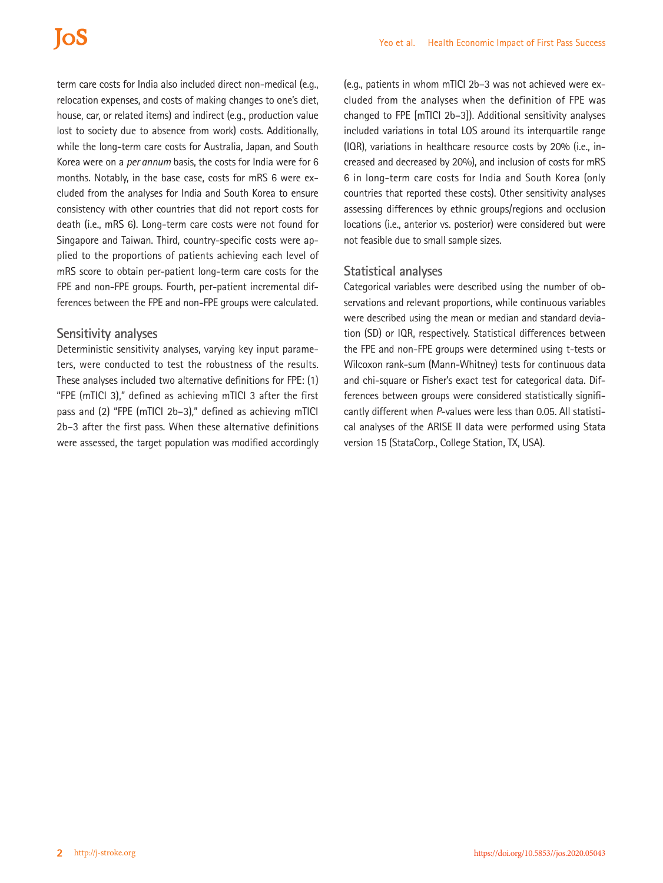term care costs for India also included direct non-medical (e.g., relocation expenses, and costs of making changes to one's diet, house, car, or related items) and indirect (e.g., production value lost to society due to absence from work) costs. Additionally, while the long-term care costs for Australia, Japan, and South Korea were on a *per annum* basis, the costs for India were for 6 months. Notably, in the base case, costs for mRS 6 were excluded from the analyses for India and South Korea to ensure consistency with other countries that did not report costs for death (i.e., mRS 6). Long-term care costs were not found for Singapore and Taiwan. Third, country-specific costs were applied to the proportions of patients achieving each level of mRS score to obtain per-patient long-term care costs for the FPE and non-FPE groups. Fourth, per-patient incremental differences between the FPE and non-FPE groups were calculated.

## Sensitivity analyses

Deterministic sensitivity analyses, varying key input parameters, were conducted to test the robustness of the results. These analyses included two alternative definitions for FPE: (1) "FPE (mTICI 3)," defined as achieving mTICI 3 after the first pass and (2) "FPE (mTICI 2b–3)," defined as achieving mTICI 2b–3 after the first pass. When these alternative definitions were assessed, the target population was modified accordingly (e.g., patients in whom mTICI 2b–3 was not achieved were excluded from the analyses when the definition of FPE was changed to FPE [mTICI 2b–3]). Additional sensitivity analyses included variations in total LOS around its interquartile range (IQR), variations in healthcare resource costs by 20% (i.e., increased and decreased by 20%), and inclusion of costs for mRS 6 in long-term care costs for India and South Korea (only countries that reported these costs). Other sensitivity analyses assessing differences by ethnic groups/regions and occlusion locations (i.e., anterior vs. posterior) were considered but were not feasible due to small sample sizes.

## Statistical analyses

Categorical variables were described using the number of observations and relevant proportions, while continuous variables were described using the mean or median and standard deviation (SD) or IQR, respectively. Statistical differences between the FPE and non-FPE groups were determined using t-tests or Wilcoxon rank-sum (Mann-Whitney) tests for continuous data and chi-square or Fisher's exact test for categorical data. Differences between groups were considered statistically significantly different when *P*-values were less than 0.05. All statistical analyses of the ARISE II data were performed using Stata version 15 (StataCorp., College Station, TX, USA).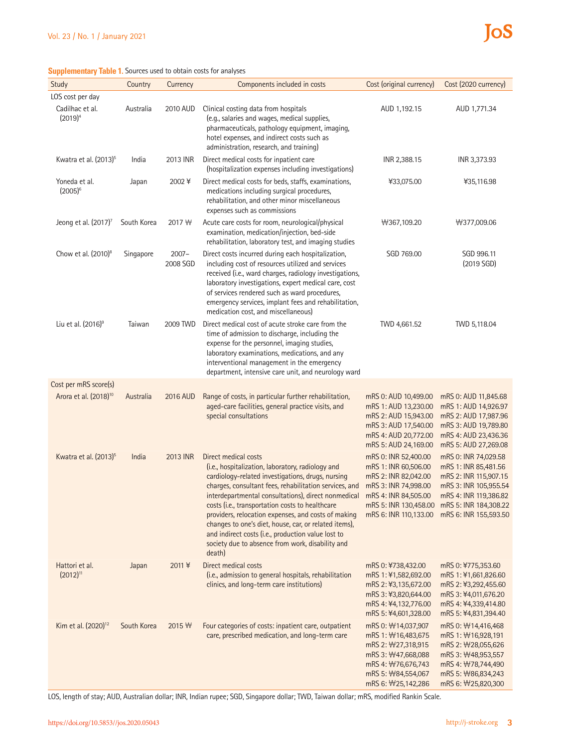**Supplementary Table 1.** Sources used to obtain costs for analyses

| Study | Country | Currency | Components included in costs | Cost (original currency) | Cost (2020 currency) |
|---|---|---|---|---|---|
| LOS cost per day | | | | | |
| Cadilhac et al. (2019)[4] | Australia | 2010 AUD | Clinical costing data from hospitals (e.g., salaries and wages, medical supplies, pharmaceuticals, pathology equipment, imaging, hotel expenses, and indirect costs such as administration, research, and training) | AUD 1,192.15 | AUD 1,771.34 |
| Kwatra et al. (2013)[5] | India | 2013 INR | Direct medical costs for inpatient care (hospitalization expenses including investigations) | INR 2,388.15 | INR 3,373.93 |
| Yoneda et al. (2005)[6] | Japan | 2002 ¥ | Direct medical costs for beds, staffs, examinations, medications including surgical procedures, rehabilitation, and other minor miscellaneous expenses such as commissions | ¥33,075.00 | ¥35,116.98 |
| Jeong et al. (2017)[7] | South Korea | 2017 ₩ | Acute care costs for room, neurological/physical examination, medication/injection, bed-side rehabilitation, laboratory test, and imaging studies | ₩367,109.20 | ₩377,009.06 |
| Chow et al. (2010)[8] | Singapore | 2007–2008 SGD | Direct costs incurred during each hospitalization, including cost of resources utilized and services received (i.e., ward charges, radiology investigations, laboratory investigations, expert medical care, cost of services rendered such as ward procedures, emergency services, implant fees and rehabilitation, medication cost, and miscellaneous) | SGD 769.00 | SGD 996.11 (2019 SGD) |
| Liu et al. (2016)[9] | Taiwan | 2009 TWD | Direct medical cost of acute stroke care from the time of admission to discharge, including the expense for the personnel, imaging studies, laboratory examinations, medications, and any interventional management in the emergency department, intensive care unit, and neurology ward | TWD 4,661.52 | TWD 5,118.04 |
| Cost per mRS score(s) | | | | | |
| Arora et al. (2018)[10] | Australia | 2016 AUD | Range of costs, in particular further rehabilitation, aged-care facilities, general practice visits, and special consultations | mRS 0: AUD 10,499.00<br>mRS 1: AUD 13,230.00<br>mRS 2: AUD 15,943.00<br>mRS 3: AUD 17,540.00<br>mRS 4: AUD 20,772.00<br>mRS 5: AUD 24,169.00 | mRS 0: AUD 11,845.68<br>mRS 1: AUD 14,926.97<br>mRS 2: AUD 17,987.96<br>mRS 3: AUD 19,789.80<br>mRS 4: AUD 23,436.36<br>mRS 5: AUD 27,269.08 |
| Kwatra et al. (2013)[5] | India | 2013 INR | Direct medical costs (i.e., hospitalization, laboratory, radiology and cardiology-related investigations, drugs, nursing charges, consultant fees, rehabilitation services, and interdepartmental consultations), direct nonmedical costs (i.e., transportation costs to healthcare providers, relocation expenses, and costs of making changes to one's diet, house, car, or related items), and indirect costs (i.e., production value lost to society due to absence from work, disability and death) | mRS 0: INR 52,400.00<br>mRS 1: INR 60,506.00<br>mRS 2: INR 82,042.00<br>mRS 3: INR 74,998.00<br>mRS 4: INR 84,505.00<br>mRS 5: INR 130,458.00<br>mRS 6: INR 110,133.00 | mRS 0: INR 74,029.58<br>mRS 1: INR 85,481.56<br>mRS 2: INR 115,907.15<br>mRS 3: INR 105,955.54<br>mRS 4: INR 119,386.82<br>mRS 5: INR 184,308.22<br>mRS 6: INR 155,593.50 |
| Hattori et al. (2012)[11] | Japan | 2011 ¥ | Direct medical costs (i.e., admission to general hospitals, rehabilitation clinics, and long-term care institutions) | mRS 0: ¥738,432.00<br>mRS 1: ¥1,582,692.00<br>mRS 2: ¥3,135,672.00<br>mRS 3: ¥3,820,644.00<br>mRS 4: ¥4,132,776.00<br>mRS 5: ¥4,601,328.00 | mRS 0: ¥775,353.60<br>mRS 1: ¥1,661,826.60<br>mRS 2: ¥3,292,455.60<br>mRS 3: ¥4,011,676.20<br>mRS 4: ¥4,339,414.80<br>mRS 5: ¥4,831,394.40 |
| Kim et al. (2020)[12] | South Korea | 2015 ₩ | Four categories of costs: inpatient care, outpatient care, prescribed medication, and long-term care | mRS 0: ₩14,037,907<br>mRS 1: ₩16,483,675<br>mRS 2: ₩27,318,915<br>mRS 3: ₩47,668,088<br>mRS 4: ₩76,676,743<br>mRS 5: ₩84,554,067<br>mRS 6: ₩25,142,286 | mRS 0: ₩14,416,468<br>mRS 1: ₩16,928,191<br>mRS 2: ₩28,055,626<br>mRS 3: ₩48,953,557<br>mRS 4: ₩78,744,490<br>mRS 5: ₩86,834,243<br>mRS 6: ₩25,820,300 |

LOS, length of stay; AUD, Australian dollar; INR, Indian rupee; SGD, Singapore dollar; TWD, Taiwan dollar; mRS, modified Rankin Scale.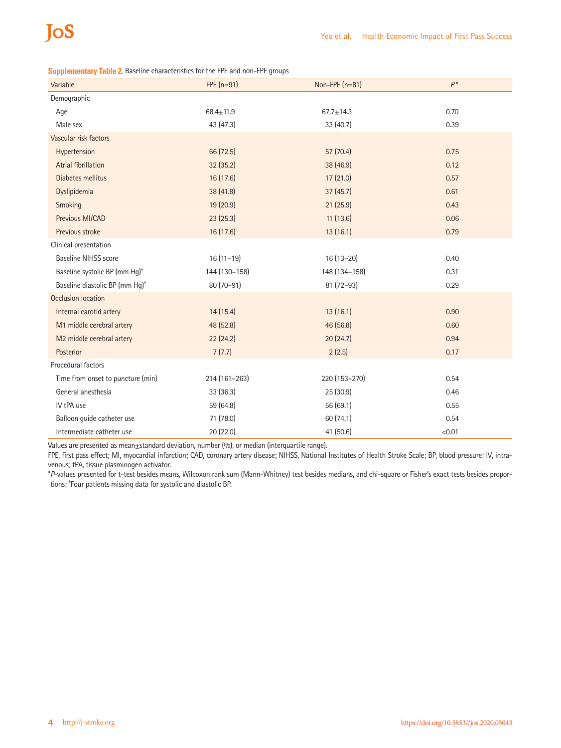**Supplementary Table 2.** Baseline characteristics for the FPE and non-FPE groups

| Variable | FPE (n=91) | Non-FPE (n=81) | $P$* |
|---|---|---|---|
| Demographic | | | |
| Age | 68.4±11.9 | 67.7±14.3 | 0.70 |
| Male sex | 43 (47.3) | 33 (40.7) | 0.39 |
| Vascular risk factors | | | |
| Hypertension | 66 (72.5) | 57 (70.4) | 0.75 |
| Atrial fibrillation | 32 (35.2) | 38 (46.9) | 0.12 |
| Diabetes mellitus | 16 (17.6) | 17 (21.0) | 0.57 |
| Dyslipidemia | 38 (41.8) | 37 (45.7) | 0.61 |
| Smoking | 19 (20.9) | 21 (25.9) | 0.43 |
| Previous MI/CAD | 23 (25.3) | 11 (13.6) | 0.06 |
| Previous stroke | 16 (17.6) | 13 (16.1) | 0.79 |
| Clinical presentation | | | |
| Baseline NIHSS score | 16 (11–19) | 16 (13–20) | 0.40 |
| Baseline systolic BP (mm Hg)[†] | 144 (130–158) | 148 (134–158) | 0.31 |
| Baseline diastolic BP (mm Hg)[†] | 80 (70–91) | 81 (72–93) | 0.29 |
| Occlusion location | | | |
| Internal carotid artery | 14 (15.4) | 13 (16.1) | 0.90 |
| M1 middle cerebral artery | 48 (52.8) | 46 (56.8) | 0.60 |
| M2 middle cerebral artery | 22 (24.2) | 20 (24.7) | 0.94 |
| Posterior | 7 (7.7) | 2 (2.5) | 0.17 |
| Procedural factors | | | |
| Time from onset to puncture (min) | 214 (161–263) | 220 (153–270) | 0.54 |
| General anesthesia | 33 (36.3) | 25 (30.9) | 0.46 |
| IV tPA use | 59 (64.8) | 56 (69.1) | 0.55 |
| Balloon guide catheter use | 71 (78.0) | 60 (74.1) | 0.54 |
| Intermediate catheter use | 20 (22.0) | 41 (50.6) | <0.01 |

Values are presented as mean±standard deviation, number (%), or median (interquartile range).

FPE, first pass effect; MI, myocardial infarction; CAD, coronary artery disease; NIHSS, National Institutes of Health Stroke Scale; BP, blood pressure; IV, intravenous; tPA, tissue plasminogen activator.

*$P$-values presented for t-test besides means, Wilcoxon rank sum (Mann-Whitney) test besides medians, and chi-square or Fisher's exact tests besides proportions; [†]Four patients missing data for systolic and diastolic BP.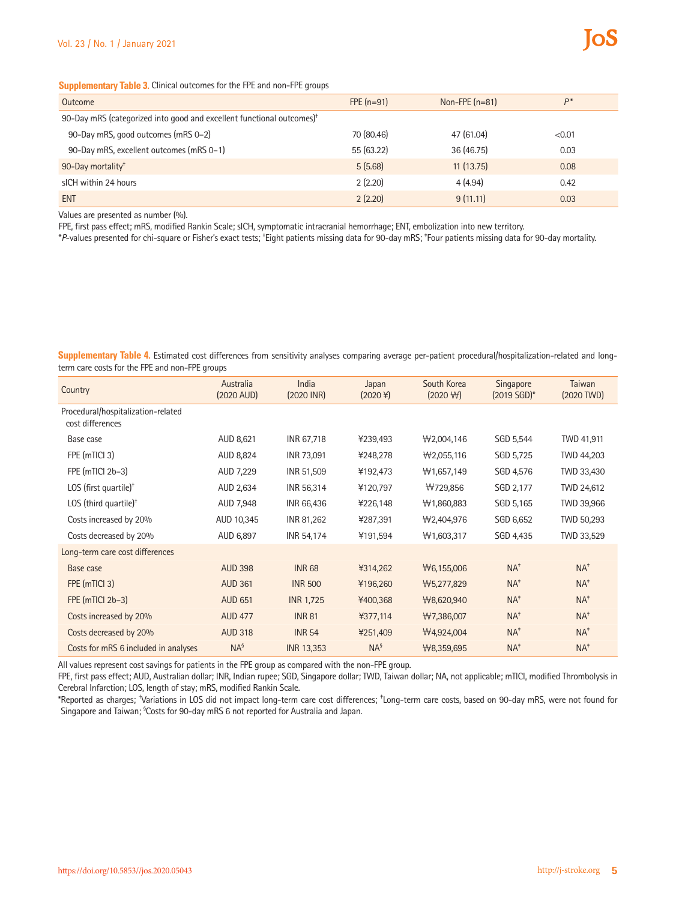**Supplementary Table 3.** Clinical outcomes for the FPE and non-FPE groups

| Outcome | FPE (n=91) | Non-FPE (n=81) | *P** |
|---|---|---|---|
| 90-Day mRS (categorized into good and excellent functional outcomes)[†] | | | |
| 90-Day mRS, good outcomes (mRS 0–2) | 70 (80.46) | 47 (61.04) | <0.01 |
| 90-Day mRS, excellent outcomes (mRS 0–1) | 55 (63.22) | 36 (46.75) | 0.03 |
| 90-Day mortality[‡] | 5 (5.68) | 11 (13.75) | 0.08 |
| sICH within 24 hours | 2 (2.20) | 4 (4.94) | 0.42 |
| ENT | 2 (2.20) | 9 (11.11) | 0.03 |

Values are presented as number (%).

FPE, first pass effect; mRS, modified Rankin Scale; sICH, symptomatic intracranial hemorrhage; ENT, embolization into new territory.

**P*-values presented for chi-square or Fisher's exact tests; [†]Eight patients missing data for 90-day mRS; [‡]Four patients missing data for 90-day mortality.

**Supplementary Table 4.** Estimated cost differences from sensitivity analyses comparing average per-patient procedural/hospitalization-related and long-term care costs for the FPE and non-FPE groups

| Country | Australia (2020 AUD) | India (2020 INR) | Japan (2020 ¥) | South Korea (2020 ₩) | Singapore (2019 SGD)* | Taiwan (2020 TWD) |
|---|---|---|---|---|---|---|
| Procedural/hospitalization-related cost differences | | | | | | |
| Base case | AUD 8,621 | INR 67,718 | ¥239,493 | ₩2,004,146 | SGD 5,544 | TWD 41,911 |
| FPE (mTICI 3) | AUD 8,824 | INR 73,091 | ¥248,278 | ₩2,055,116 | SGD 5,725 | TWD 44,203 |
| FPE (mTICI 2b–3) | AUD 7,229 | INR 51,509 | ¥192,473 | ₩1,657,149 | SGD 4,576 | TWD 33,430 |
| LOS (first quartile)[†] | AUD 2,634 | INR 56,314 | ¥120,797 | ₩729,856 | SGD 2,177 | TWD 24,612 |
| LOS (third quartile)[†] | AUD 7,948 | INR 66,436 | ¥226,148 | ₩1,860,883 | SGD 5,165 | TWD 39,966 |
| Costs increased by 20% | AUD 10,345 | INR 81,262 | ¥287,391 | ₩2,404,976 | SGD 6,652 | TWD 50,293 |
| Costs decreased by 20% | AUD 6,897 | INR 54,174 | ¥191,594 | ₩1,603,317 | SGD 4,435 | TWD 33,529 |
| Long-term care cost differences | | | | | | |
| Base case | AUD 398 | INR 68 | ¥314,262 | ₩6,155,006 | NA[‡] | NA[‡] |
| FPE (mTICI 3) | AUD 361 | INR 500 | ¥196,260 | ₩5,277,829 | NA[‡] | NA[‡] |
| FPE (mTICI 2b–3) | AUD 651 | INR 1,725 | ¥400,368 | ₩8,620,940 | NA[‡] | NA[‡] |
| Costs increased by 20% | AUD 477 | INR 81 | ¥377,114 | ₩7,386,007 | NA[‡] | NA[‡] |
| Costs decreased by 20% | AUD 318 | INR 54 | ¥251,409 | ₩4,924,004 | NA[‡] | NA[‡] |
| Costs for mRS 6 included in analyses | NA[§] | INR 13,353 | NA[§] | ₩8,359,695 | NA[‡] | NA[‡] |

All values represent cost savings for patients in the FPE group as compared with the non-FPE group.

FPE, first pass effect; AUD, Australian dollar; INR, Indian rupee; SGD, Singapore dollar; TWD, Taiwan dollar; NA, not applicable; mTICI, modified Thrombolysis in Cerebral Infarction; LOS, length of stay; mRS, modified Rankin Scale.

*Reported as charges; [†]Variations in LOS did not impact long-term care cost differences; [‡]Long-term care costs, based on 90-day mRS, were not found for Singapore and Taiwan; [§]Costs for 90-day mRS 6 not reported for Australia and Japan.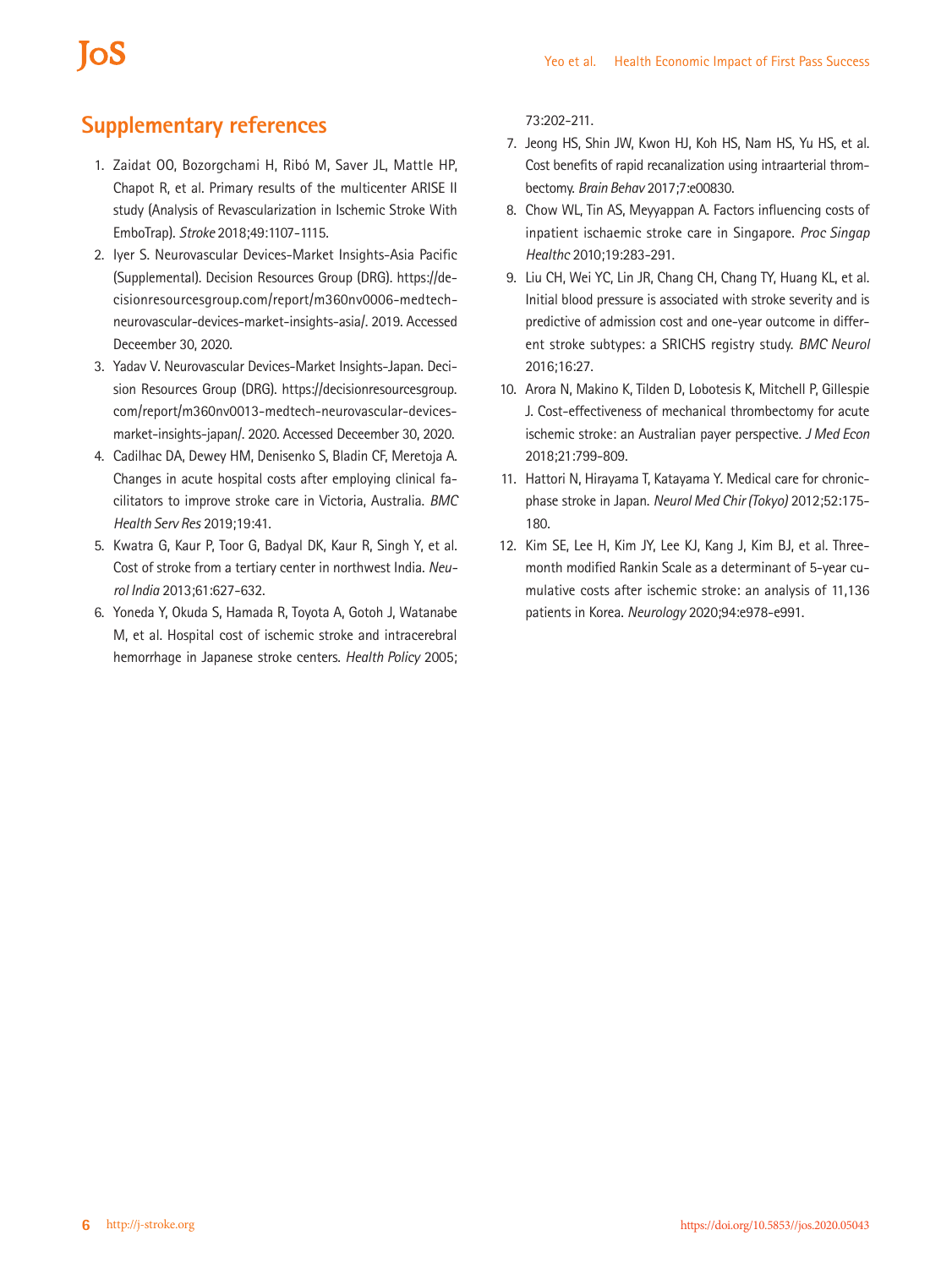## Supplementary references

1. Zaidat OO, Bozorgchami H, Ribó M, Saver JL, Mattle HP, Chapot R, et al. Primary results of the multicenter ARISE II study (Analysis of Revascularization in Ischemic Stroke With EmboTrap). *Stroke* 2018;49:1107-1115.
2. Iyer S. Neurovascular Devices-Market Insights-Asia Pacific (Supplemental). Decision Resources Group (DRG). https://decisionresourcesgroup.com/report/m360nv0006-medtech-neurovascular-devices-market-insights-asia/. 2019. Accessed Deceember 30, 2020.
3. Yadav V. Neurovascular Devices-Market Insights-Japan. Decision Resources Group (DRG). https://decisionresourcesgroup.com/report/m360nv0013-medtech-neurovascular-devices-market-insights-japan/. 2020. Accessed Deceember 30, 2020.
4. Cadilhac DA, Dewey HM, Denisenko S, Bladin CF, Meretoja A. Changes in acute hospital costs after employing clinical facilitators to improve stroke care in Victoria, Australia. *BMC Health Serv Res* 2019;19:41.
5. Kwatra G, Kaur P, Toor G, Badyal DK, Kaur R, Singh Y, et al. Cost of stroke from a tertiary center in northwest India. *Neurol India* 2013;61:627-632.
6. Yoneda Y, Okuda S, Hamada R, Toyota A, Gotoh J, Watanabe M, et al. Hospital cost of ischemic stroke and intracerebral hemorrhage in Japanese stroke centers. *Health Policy* 2005;73:202-211.
7. Jeong HS, Shin JW, Kwon HJ, Koh HS, Nam HS, Yu HS, et al. Cost benefits of rapid recanalization using intraarterial thrombectomy. *Brain Behav* 2017;7:e00830.
8. Chow WL, Tin AS, Meyyappan A. Factors influencing costs of inpatient ischaemic stroke care in Singapore. *Proc Singap Healthc* 2010;19:283-291.
9. Liu CH, Wei YC, Lin JR, Chang CH, Chang TY, Huang KL, et al. Initial blood pressure is associated with stroke severity and is predictive of admission cost and one-year outcome in different stroke subtypes: a SRICHS registry study. *BMC Neurol* 2016;16:27.
10. Arora N, Makino K, Tilden D, Lobotesis K, Mitchell P, Gillespie J. Cost-effectiveness of mechanical thrombectomy for acute ischemic stroke: an Australian payer perspective. *J Med Econ* 2018;21:799-809.
11. Hattori N, Hirayama T, Katayama Y. Medical care for chronic-phase stroke in Japan. *Neurol Med Chir (Tokyo)* 2012;52:175-180.
12. Kim SE, Lee H, Kim JY, Lee KJ, Kang J, Kim BJ, et al. Three-month modified Rankin Scale as a determinant of 5-year cumulative costs after ischemic stroke: an analysis of 11,136 patients in Korea. *Neurology* 2020;94:e978-e991.